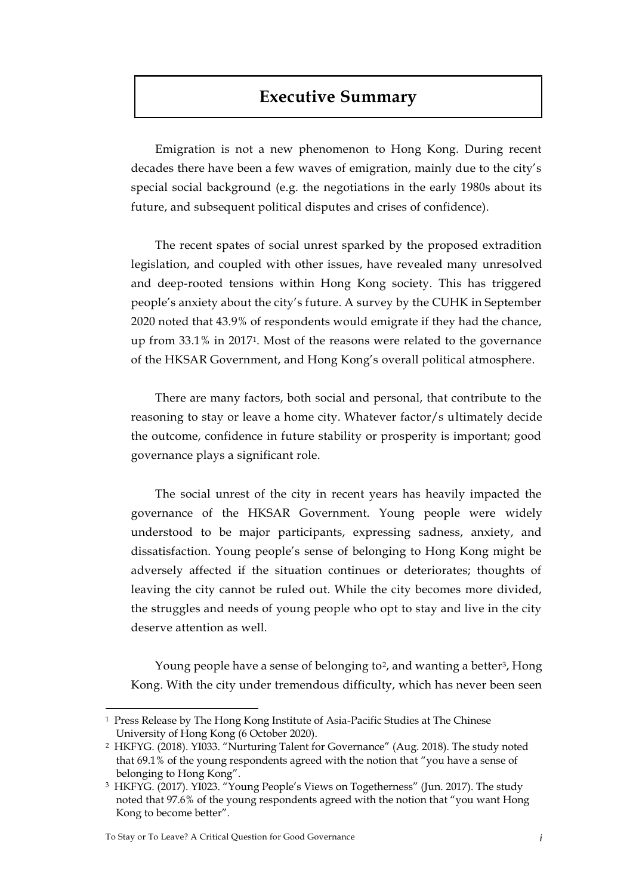# Executive Summary

Emigration is not a new phenomenon to Hong Kong. During recent decades there have been a few waves of emigration, mainly due to the city's special social background (e.g. the negotiations in the early 1980s about its future, and subsequent political disputes and crises of confidence).

The recent spates of social unrest sparked by the proposed extradition legislation, and coupled with other issues, have revealed many unresolved and deep-rooted tensions within Hong Kong society. This has triggered people's anxiety about the city's future. A survey by the CUHK in September 2020 noted that 43.9% of respondents would emigrate if they had the chance, up from 33.1% in 2017[1]. Most of the reasons were related to the governance of the HKSAR Government, and Hong Kong's overall political atmosphere.

There are many factors, both social and personal, that contribute to the reasoning to stay or leave a home city. Whatever factor/s ultimately decide the outcome, confidence in future stability or prosperity is important; good governance plays a significant role.

The social unrest of the city in recent years has heavily impacted the governance of the HKSAR Government. Young people were widely understood to be major participants, expressing sadness, anxiety, and dissatisfaction. Young people's sense of belonging to Hong Kong might be adversely affected if the situation continues or deteriorates; thoughts of leaving the city cannot be ruled out. While the city becomes more divided, the struggles and needs of young people who opt to stay and live in the city deserve attention as well.

Young people have a sense of belonging to[2], and wanting a better[3], Hong Kong. With the city under tremendous difficulty, which has never been seen

---

[1] Press Release by The Hong Kong Institute of Asia-Pacific Studies at The Chinese University of Hong Kong (6 October 2020).

[2] HKFYG. (2018). YI033. "Nurturing Talent for Governance" (Aug. 2018). The study noted that 69.1% of the young respondents agreed with the notion that "you have a sense of belonging to Hong Kong".

[3] HKFYG. (2017). YI023. "Young People's Views on Togetherness" (Jun. 2017). The study noted that 97.6% of the young respondents agreed with the notion that "you want Hong Kong to become better".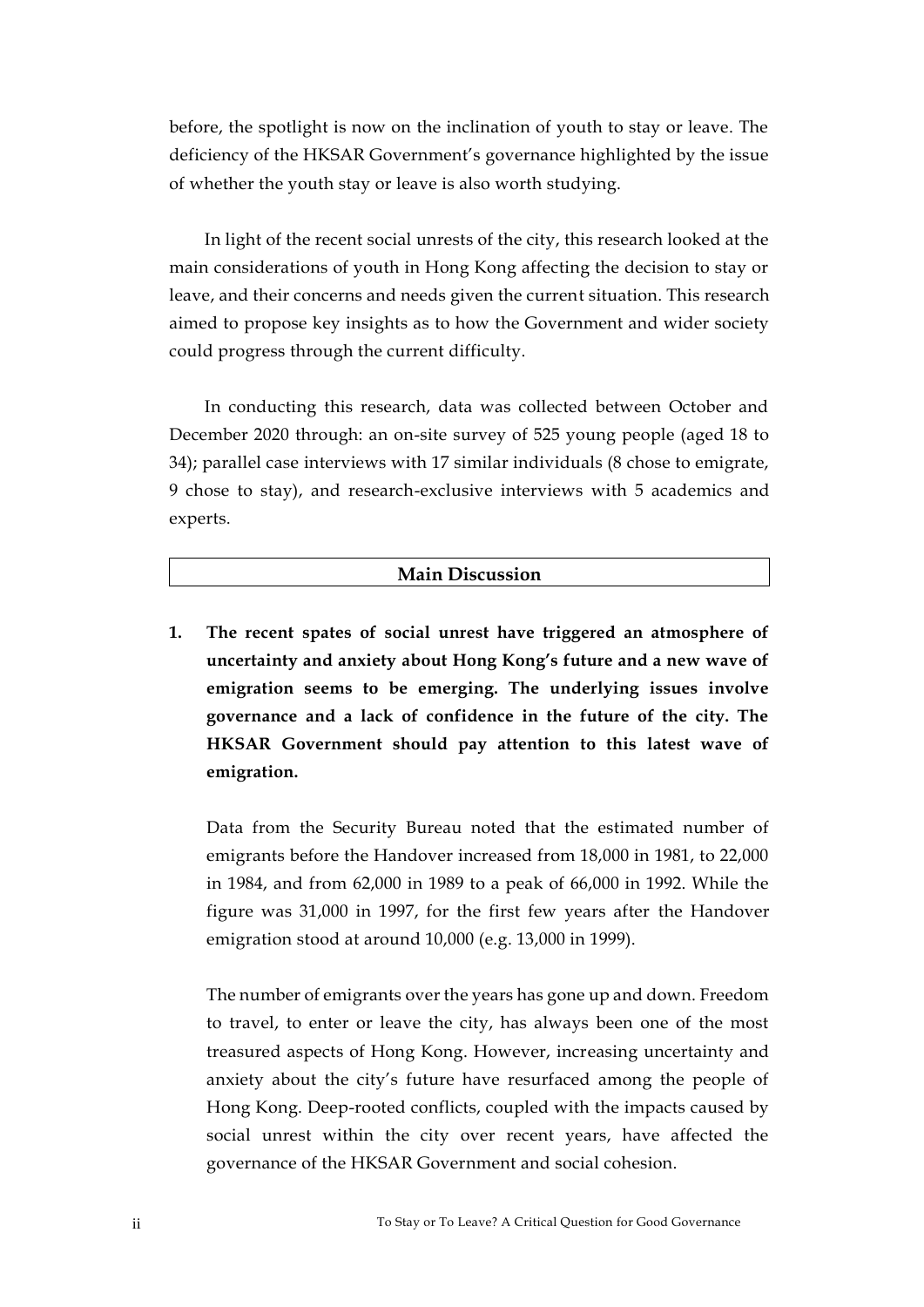before, the spotlight is now on the inclination of youth to stay or leave. The deficiency of the HKSAR Government's governance highlighted by the issue of whether the youth stay or leave is also worth studying.

In light of the recent social unrests of the city, this research looked at the main considerations of youth in Hong Kong affecting the decision to stay or leave, and their concerns and needs given the current situation. This research aimed to propose key insights as to how the Government and wider society could progress through the current difficulty.

In conducting this research, data was collected between October and December 2020 through: an on-site survey of 525 young people (aged 18 to 34); parallel case interviews with 17 similar individuals (8 chose to emigrate, 9 chose to stay), and research-exclusive interviews with 5 academics and experts.

## Main Discussion

1. **The recent spates of social unrest have triggered an atmosphere of uncertainty and anxiety about Hong Kong's future and a new wave of emigration seems to be emerging. The underlying issues involve governance and a lack of confidence in the future of the city. The HKSAR Government should pay attention to this latest wave of emigration.**

   Data from the Security Bureau noted that the estimated number of emigrants before the Handover increased from 18,000 in 1981, to 22,000 in 1984, and from 62,000 in 1989 to a peak of 66,000 in 1992. While the figure was 31,000 in 1997, for the first few years after the Handover emigration stood at around 10,000 (e.g. 13,000 in 1999).

   The number of emigrants over the years has gone up and down. Freedom to travel, to enter or leave the city, has always been one of the most treasured aspects of Hong Kong. However, increasing uncertainty and anxiety about the city's future have resurfaced among the people of Hong Kong. Deep-rooted conflicts, coupled with the impacts caused by social unrest within the city over recent years, have affected the governance of the HKSAR Government and social cohesion.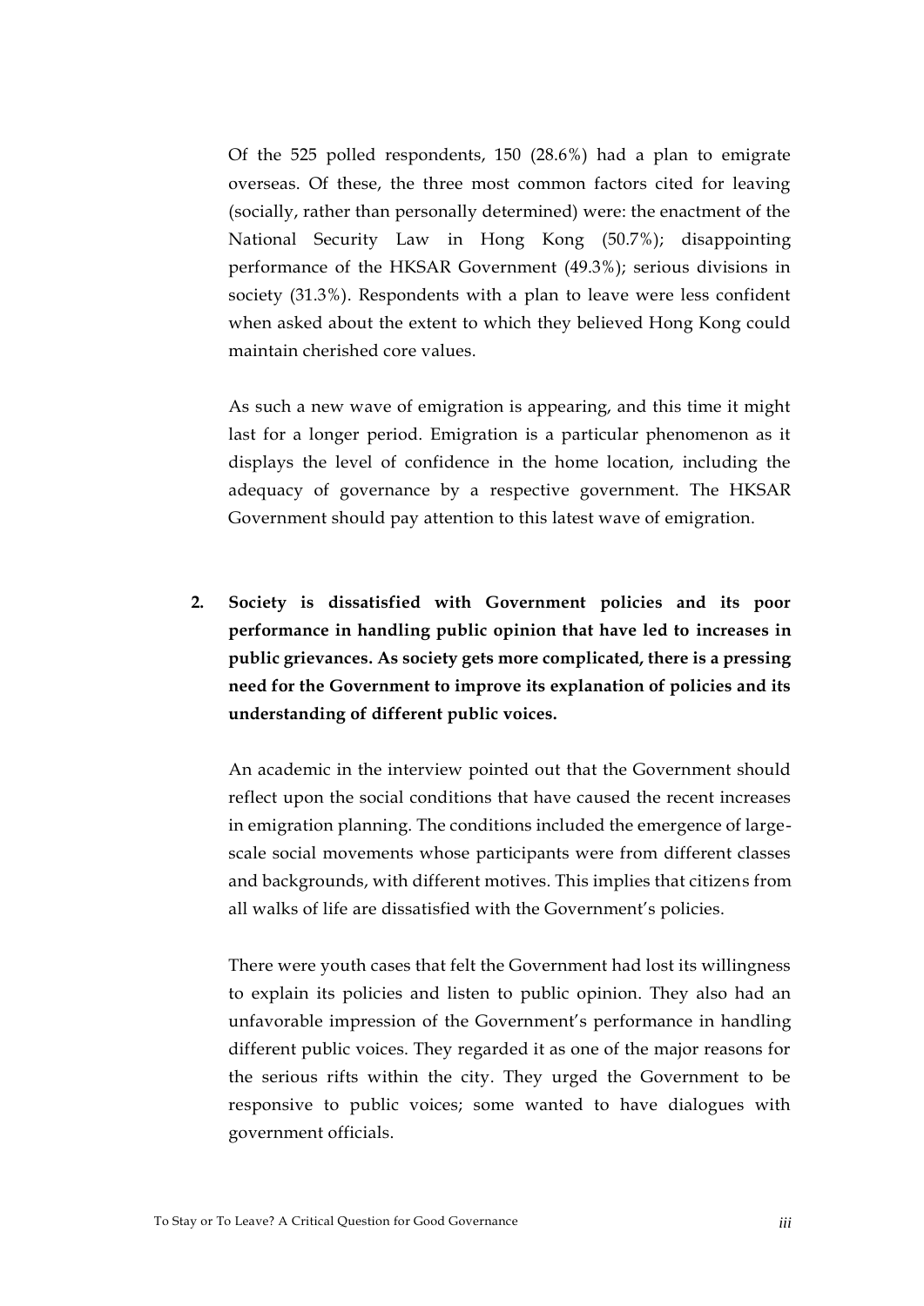Of the 525 polled respondents, 150 (28.6%) had a plan to emigrate overseas. Of these, the three most common factors cited for leaving (socially, rather than personally determined) were: the enactment of the National Security Law in Hong Kong (50.7%); disappointing performance of the HKSAR Government (49.3%); serious divisions in society (31.3%). Respondents with a plan to leave were less confident when asked about the extent to which they believed Hong Kong could maintain cherished core values.

As such a new wave of emigration is appearing, and this time it might last for a longer period. Emigration is a particular phenomenon as it displays the level of confidence in the home location, including the adequacy of governance by a respective government. The HKSAR Government should pay attention to this latest wave of emigration.

2. **Society is dissatisfied with Government policies and its poor performance in handling public opinion that have led to increases in public grievances. As society gets more complicated, there is a pressing need for the Government to improve its explanation of policies and its understanding of different public voices.**

   An academic in the interview pointed out that the Government should reflect upon the social conditions that have caused the recent increases in emigration planning. The conditions included the emergence of large-scale social movements whose participants were from different classes and backgrounds, with different motives. This implies that citizens from all walks of life are dissatisfied with the Government's policies.

   There were youth cases that felt the Government had lost its willingness to explain its policies and listen to public opinion. They also had an unfavorable impression of the Government's performance in handling different public voices. They regarded it as one of the major reasons for the serious rifts within the city. They urged the Government to be responsive to public voices; some wanted to have dialogues with government officials.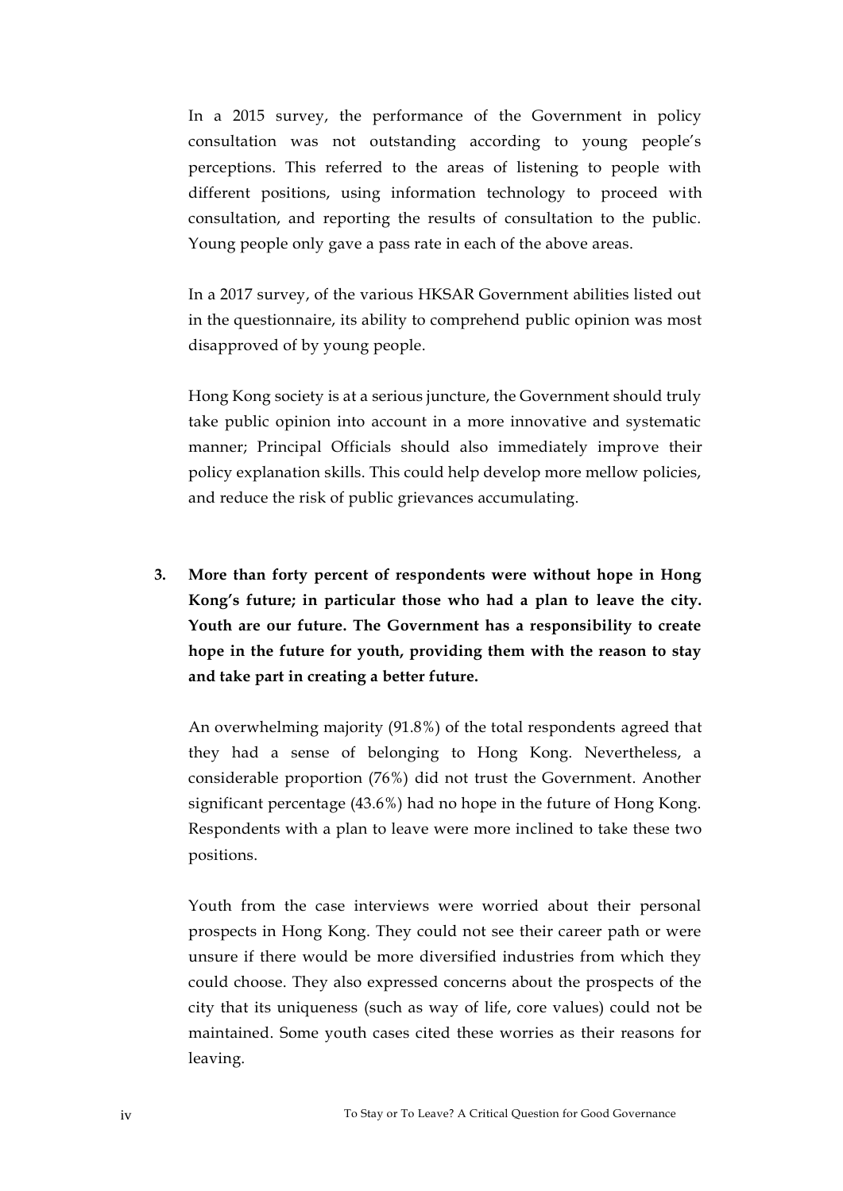In a 2015 survey, the performance of the Government in policy consultation was not outstanding according to young people's perceptions. This referred to the areas of listening to people with different positions, using information technology to proceed with consultation, and reporting the results of consultation to the public. Young people only gave a pass rate in each of the above areas.

In a 2017 survey, of the various HKSAR Government abilities listed out in the questionnaire, its ability to comprehend public opinion was most disapproved of by young people.

Hong Kong society is at a serious juncture, the Government should truly take public opinion into account in a more innovative and systematic manner; Principal Officials should also immediately improve their policy explanation skills. This could help develop more mellow policies, and reduce the risk of public grievances accumulating.

3. **More than forty percent of respondents were without hope in Hong Kong's future; in particular those who had a plan to leave the city. Youth are our future. The Government has a responsibility to create hope in the future for youth, providing them with the reason to stay and take part in creating a better future.**

   An overwhelming majority (91.8%) of the total respondents agreed that they had a sense of belonging to Hong Kong. Nevertheless, a considerable proportion (76%) did not trust the Government. Another significant percentage (43.6%) had no hope in the future of Hong Kong. Respondents with a plan to leave were more inclined to take these two positions.

   Youth from the case interviews were worried about their personal prospects in Hong Kong. They could not see their career path or were unsure if there would be more diversified industries from which they could choose. They also expressed concerns about the prospects of the city that its uniqueness (such as way of life, core values) could not be maintained. Some youth cases cited these worries as their reasons for leaving.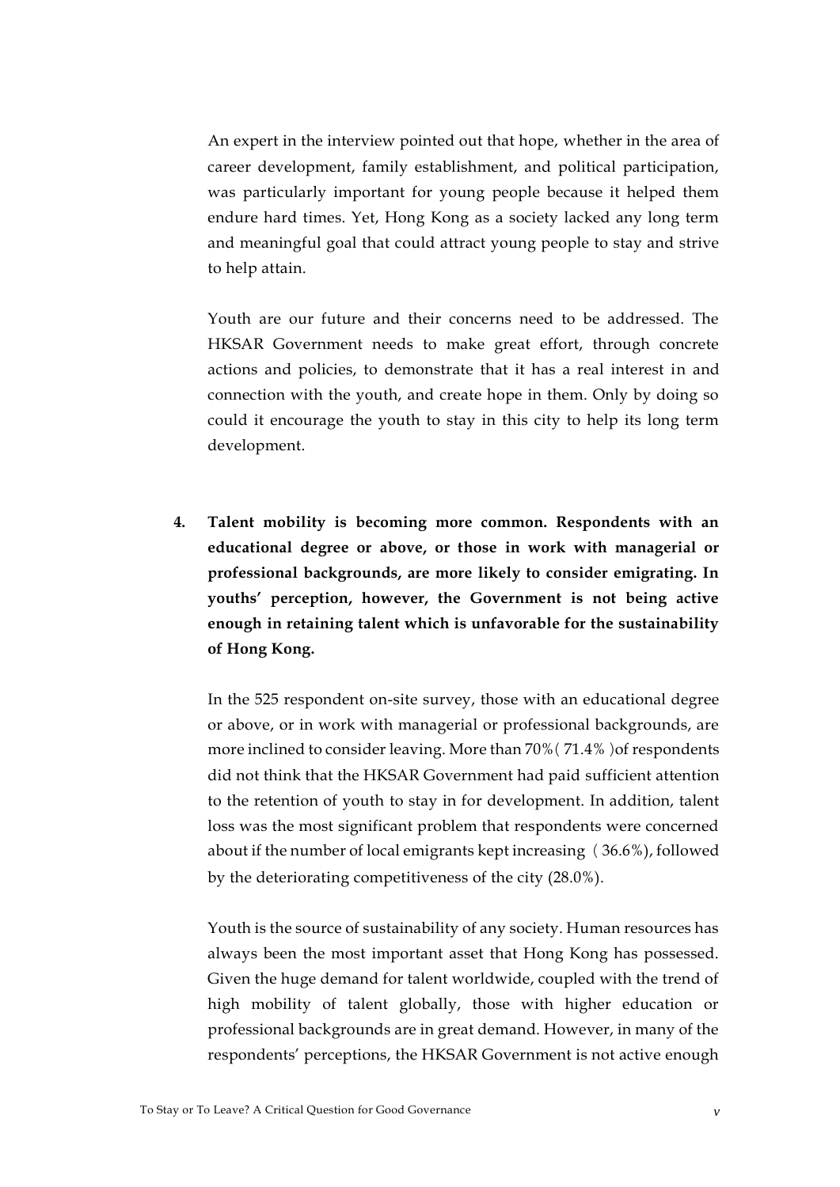An expert in the interview pointed out that hope, whether in the area of career development, family establishment, and political participation, was particularly important for young people because it helped them endure hard times. Yet, Hong Kong as a society lacked any long term and meaningful goal that could attract young people to stay and strive to help attain.

Youth are our future and their concerns need to be addressed. The HKSAR Government needs to make great effort, through concrete actions and policies, to demonstrate that it has a real interest in and connection with the youth, and create hope in them. Only by doing so could it encourage the youth to stay in this city to help its long term development.

4. **Talent mobility is becoming more common. Respondents with an educational degree or above, or those in work with managerial or professional backgrounds, are more likely to consider emigrating. In youths' perception, however, the Government is not being active enough in retaining talent which is unfavorable for the sustainability of Hong Kong.**

   In the 525 respondent on-site survey, those with an educational degree or above, or in work with managerial or professional backgrounds, are more inclined to consider leaving. More than 70%( 71.4% )of respondents did not think that the HKSAR Government had paid sufficient attention to the retention of youth to stay in for development. In addition, talent loss was the most significant problem that respondents were concerned about if the number of local emigrants kept increasing（36.6%), followed by the deteriorating competitiveness of the city (28.0%).

   Youth is the source of sustainability of any society. Human resources has always been the most important asset that Hong Kong has possessed. Given the huge demand for talent worldwide, coupled with the trend of high mobility of talent globally, those with higher education or professional backgrounds are in great demand. However, in many of the respondents' perceptions, the HKSAR Government is not active enough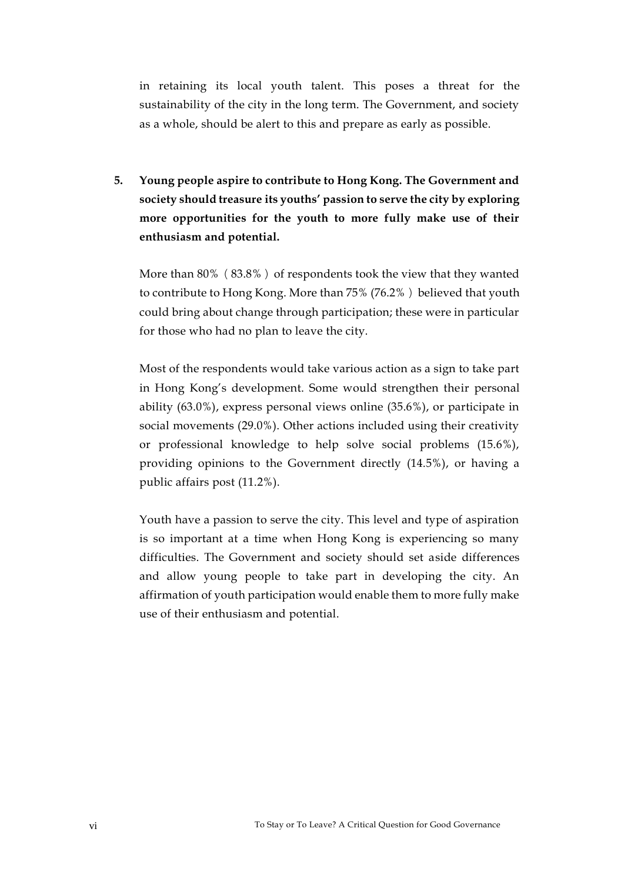in retaining its local youth talent. This poses a threat for the sustainability of the city in the long term. The Government, and society as a whole, should be alert to this and prepare as early as possible.

5. **Young people aspire to contribute to Hong Kong. The Government and society should treasure its youths' passion to serve the city by exploring more opportunities for the youth to more fully make use of their enthusiasm and potential.**

   More than 80%（83.8%）of respondents took the view that they wanted to contribute to Hong Kong. More than 75% (76.2%）believed that youth could bring about change through participation; these were in particular for those who had no plan to leave the city.

   Most of the respondents would take various action as a sign to take part in Hong Kong's development. Some would strengthen their personal ability (63.0%), express personal views online (35.6%), or participate in social movements (29.0%). Other actions included using their creativity or professional knowledge to help solve social problems (15.6%), providing opinions to the Government directly (14.5%), or having a public affairs post (11.2%).

   Youth have a passion to serve the city. This level and type of aspiration is so important at a time when Hong Kong is experiencing so many difficulties. The Government and society should set aside differences and allow young people to take part in developing the city. An affirmation of youth participation would enable them to more fully make use of their enthusiasm and potential.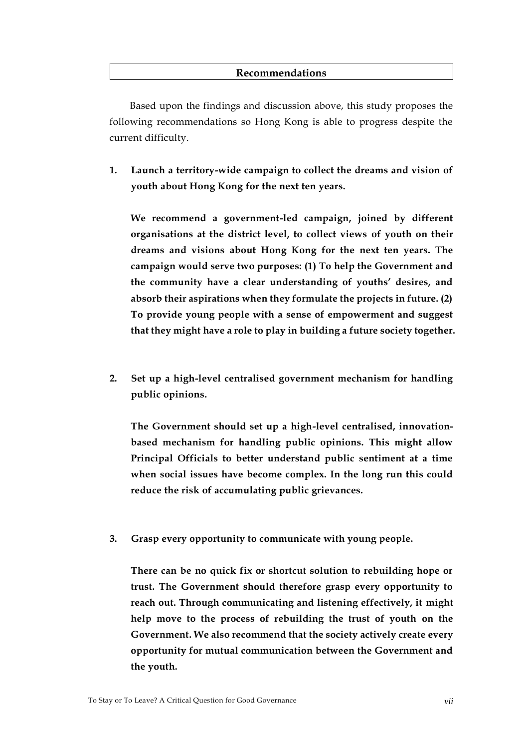## Recommendations

Based upon the findings and discussion above, this study proposes the following recommendations so Hong Kong is able to progress despite the current difficulty.

1. **Launch a territory-wide campaign to collect the dreams and vision of youth about Hong Kong for the next ten years.**

   **We recommend a government-led campaign, joined by different organisations at the district level, to collect views of youth on their dreams and visions about Hong Kong for the next ten years. The campaign would serve two purposes: (1) To help the Government and the community have a clear understanding of youths' desires, and absorb their aspirations when they formulate the projects in future. (2) To provide young people with a sense of empowerment and suggest that they might have a role to play in building a future society together.**

2. **Set up a high-level centralised government mechanism for handling public opinions.**

   **The Government should set up a high-level centralised, innovation-based mechanism for handling public opinions. This might allow Principal Officials to better understand public sentiment at a time when social issues have become complex. In the long run this could reduce the risk of accumulating public grievances.**

3. **Grasp every opportunity to communicate with young people.**

   **There can be no quick fix or shortcut solution to rebuilding hope or trust. The Government should therefore grasp every opportunity to reach out. Through communicating and listening effectively, it might help move to the process of rebuilding the trust of youth on the Government. We also recommend that the society actively create every opportunity for mutual communication between the Government and the youth.**